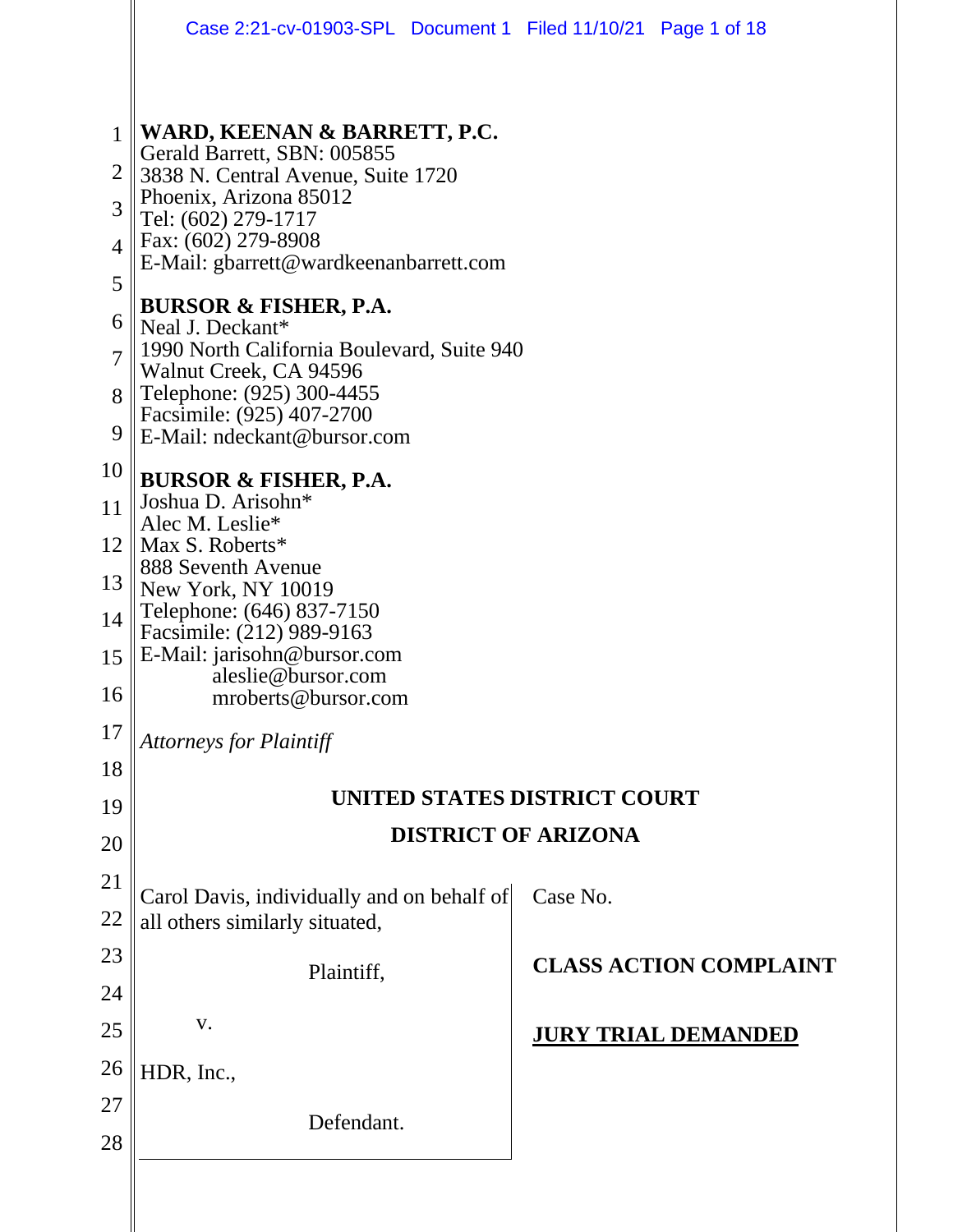**WARD, KEENAN & BARRETT, P.C.**
Gerald Barrett, SBN: 005855
3838 N. Central Avenue, Suite 1720
Phoenix, Arizona 85012
Tel: (602) 279-1717
Fax: (602) 279-8908
E-Mail: gbarrett@wardkeenanbarrett.com

**BURSOR & FISHER, P.A.**
Neal J. Deckant*
1990 North California Boulevard, Suite 940
Walnut Creek, CA 94596
Telephone: (925) 300-4455
Facsimile: (925) 407-2700
E-Mail: ndeckant@bursor.com

**BURSOR & FISHER, P.A.**
Joshua D. Arisohn*
Alec M. Leslie*
Max S. Roberts*
888 Seventh Avenue
New York, NY 10019
Telephone: (646) 837-7150
Facsimile: (212) 989-9163
E-Mail: jarisohn@bursor.com
aleslie@bursor.com
mroberts@bursor.com

*Attorneys for Plaintiff*

**UNITED STATES DISTRICT COURT**

**DISTRICT OF ARIZONA**

| | |
|---|---|
| Carol Davis, individually and on behalf of all others similarly situated,<br><br>Plaintiff,<br><br>v.<br><br>HDR, Inc.,<br><br>Defendant. | Case No.<br><br>**CLASS ACTION COMPLAINT**<br><br>**JURY TRIAL DEMANDED** |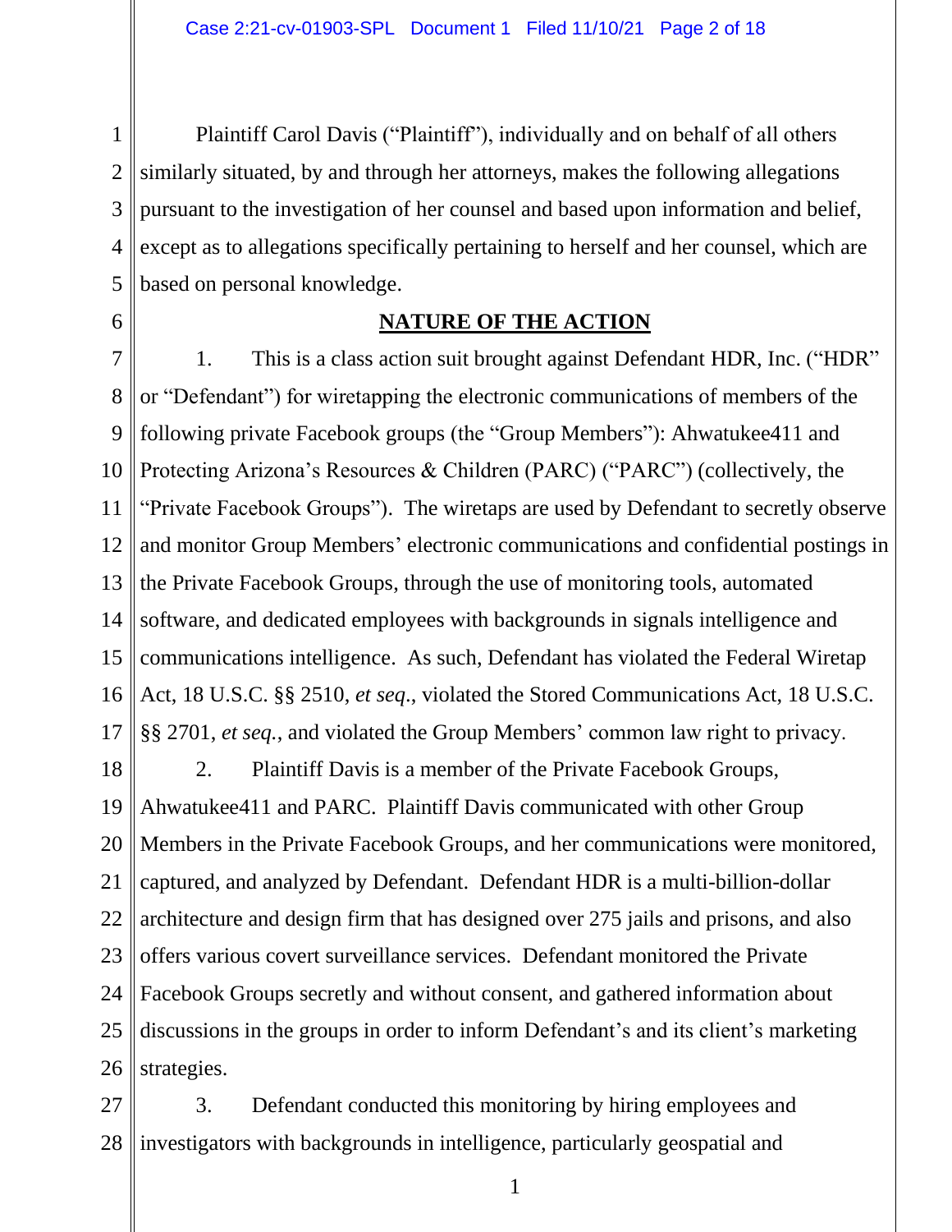Plaintiff Carol Davis ("Plaintiff"), individually and on behalf of all others similarly situated, by and through her attorneys, makes the following allegations pursuant to the investigation of her counsel and based upon information and belief, except as to allegations specifically pertaining to herself and her counsel, which are based on personal knowledge.

## NATURE OF THE ACTION

1. This is a class action suit brought against Defendant HDR, Inc. ("HDR" or "Defendant") for wiretapping the electronic communications of members of the following private Facebook groups (the "Group Members"): Ahwatukee411 and Protecting Arizona's Resources & Children (PARC) ("PARC") (collectively, the "Private Facebook Groups"). The wiretaps are used by Defendant to secretly observe and monitor Group Members' electronic communications and confidential postings in the Private Facebook Groups, through the use of monitoring tools, automated software, and dedicated employees with backgrounds in signals intelligence and communications intelligence. As such, Defendant has violated the Federal Wiretap Act, 18 U.S.C. §§ 2510, *et seq*., violated the Stored Communications Act, 18 U.S.C. §§ 2701, *et seq*., and violated the Group Members' common law right to privacy.

2. Plaintiff Davis is a member of the Private Facebook Groups, Ahwatukee411 and PARC. Plaintiff Davis communicated with other Group Members in the Private Facebook Groups, and her communications were monitored, captured, and analyzed by Defendant. Defendant HDR is a multi-billion-dollar architecture and design firm that has designed over 275 jails and prisons, and also offers various covert surveillance services. Defendant monitored the Private Facebook Groups secretly and without consent, and gathered information about discussions in the groups in order to inform Defendant's and its client's marketing strategies.

3. Defendant conducted this monitoring by hiring employees and investigators with backgrounds in intelligence, particularly geospatial and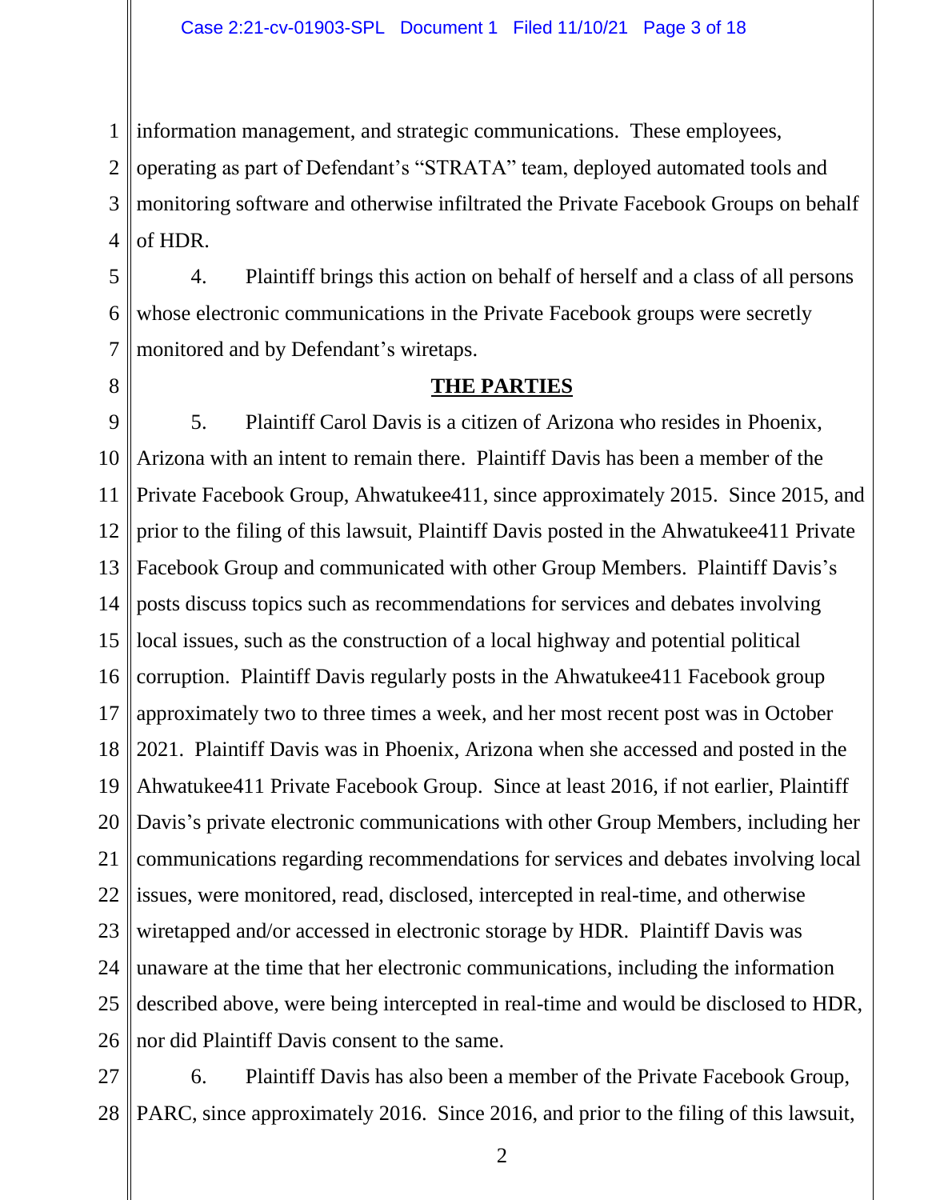information management, and strategic communications. These employees, operating as part of Defendant's "STRATA" team, deployed automated tools and monitoring software and otherwise infiltrated the Private Facebook Groups on behalf of HDR.

4. Plaintiff brings this action on behalf of herself and a class of all persons whose electronic communications in the Private Facebook groups were secretly monitored and by Defendant's wiretaps.

## THE PARTIES

5. Plaintiff Carol Davis is a citizen of Arizona who resides in Phoenix, Arizona with an intent to remain there. Plaintiff Davis has been a member of the Private Facebook Group, Ahwatukee411, since approximately 2015. Since 2015, and prior to the filing of this lawsuit, Plaintiff Davis posted in the Ahwatukee411 Private Facebook Group and communicated with other Group Members. Plaintiff Davis's posts discuss topics such as recommendations for services and debates involving local issues, such as the construction of a local highway and potential political corruption. Plaintiff Davis regularly posts in the Ahwatukee411 Facebook group approximately two to three times a week, and her most recent post was in October 2021. Plaintiff Davis was in Phoenix, Arizona when she accessed and posted in the Ahwatukee411 Private Facebook Group. Since at least 2016, if not earlier, Plaintiff Davis's private electronic communications with other Group Members, including her communications regarding recommendations for services and debates involving local issues, were monitored, read, disclosed, intercepted in real-time, and otherwise wiretapped and/or accessed in electronic storage by HDR. Plaintiff Davis was unaware at the time that her electronic communications, including the information described above, were being intercepted in real-time and would be disclosed to HDR, nor did Plaintiff Davis consent to the same.

6. Plaintiff Davis has also been a member of the Private Facebook Group, PARC, since approximately 2016. Since 2016, and prior to the filing of this lawsuit,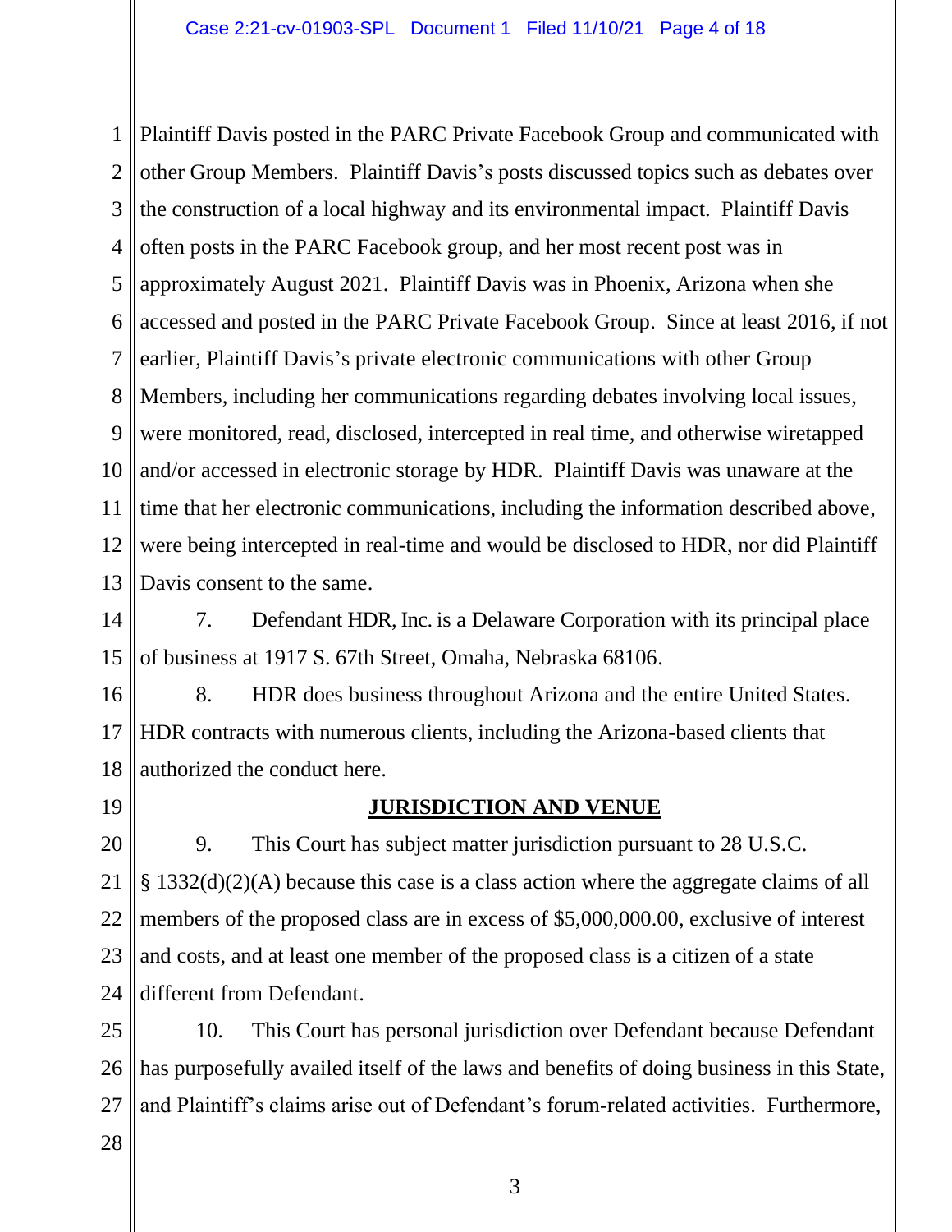Plaintiff Davis posted in the PARC Private Facebook Group and communicated with other Group Members. Plaintiff Davis's posts discussed topics such as debates over the construction of a local highway and its environmental impact. Plaintiff Davis often posts in the PARC Facebook group, and her most recent post was in approximately August 2021. Plaintiff Davis was in Phoenix, Arizona when she accessed and posted in the PARC Private Facebook Group. Since at least 2016, if not earlier, Plaintiff Davis's private electronic communications with other Group Members, including her communications regarding debates involving local issues, were monitored, read, disclosed, intercepted in real time, and otherwise wiretapped and/or accessed in electronic storage by HDR. Plaintiff Davis was unaware at the time that her electronic communications, including the information described above, were being intercepted in real-time and would be disclosed to HDR, nor did Plaintiff Davis consent to the same.

7. Defendant HDR, Inc. is a Delaware Corporation with its principal place of business at 1917 S. 67th Street, Omaha, Nebraska 68106.

8. HDR does business throughout Arizona and the entire United States. HDR contracts with numerous clients, including the Arizona-based clients that authorized the conduct here.

## JURISDICTION AND VENUE

9. This Court has subject matter jurisdiction pursuant to 28 U.S.C. § 1332(d)(2)(A) because this case is a class action where the aggregate claims of all members of the proposed class are in excess of $5,000,000.00, exclusive of interest and costs, and at least one member of the proposed class is a citizen of a state different from Defendant.

10. This Court has personal jurisdiction over Defendant because Defendant has purposefully availed itself of the laws and benefits of doing business in this State, and Plaintiff's claims arise out of Defendant's forum-related activities. Furthermore,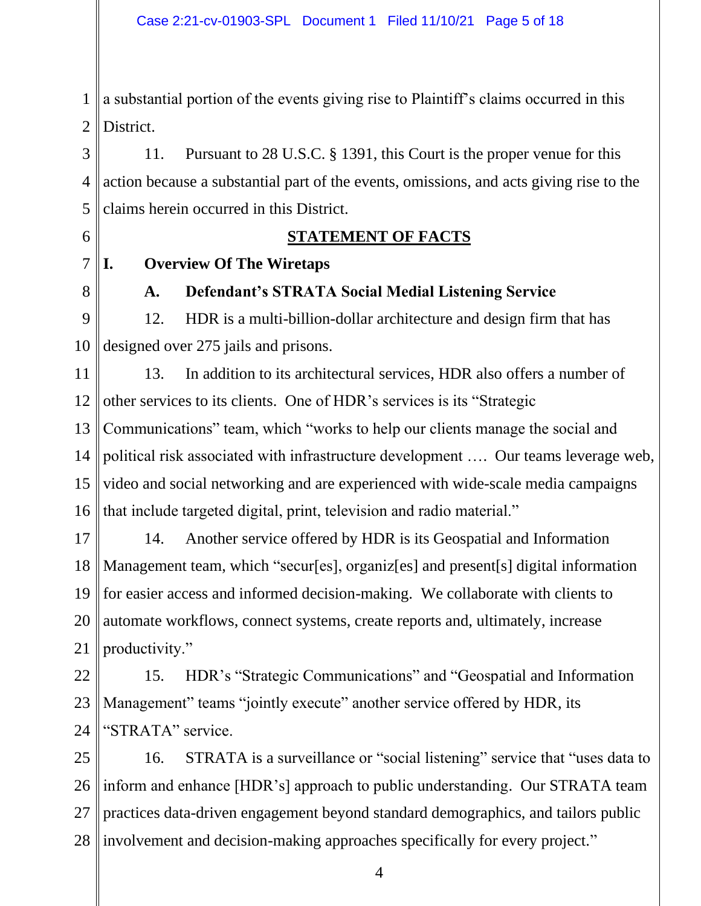a substantial portion of the events giving rise to Plaintiff's claims occurred in this District.

11. Pursuant to 28 U.S.C. § 1391, this Court is the proper venue for this action because a substantial part of the events, omissions, and acts giving rise to the claims herein occurred in this District.

## STATEMENT OF FACTS

### I. Overview Of The Wiretaps

#### A. Defendant's STRATA Social Medial Listening Service

12. HDR is a multi-billion-dollar architecture and design firm that has designed over 275 jails and prisons.

13. In addition to its architectural services, HDR also offers a number of other services to its clients. One of HDR's services is its "Strategic Communications" team, which "works to help our clients manage the social and political risk associated with infrastructure development …. Our teams leverage web, video and social networking and are experienced with wide-scale media campaigns that include targeted digital, print, television and radio material."

14. Another service offered by HDR is its Geospatial and Information Management team, which "secur[es], organiz[es] and present[s] digital information for easier access and informed decision-making. We collaborate with clients to automate workflows, connect systems, create reports and, ultimately, increase productivity."

15. HDR's "Strategic Communications" and "Geospatial and Information Management" teams "jointly execute" another service offered by HDR, its "STRATA" service.

16. STRATA is a surveillance or "social listening" service that "uses data to inform and enhance [HDR's] approach to public understanding. Our STRATA team practices data-driven engagement beyond standard demographics, and tailors public involvement and decision-making approaches specifically for every project."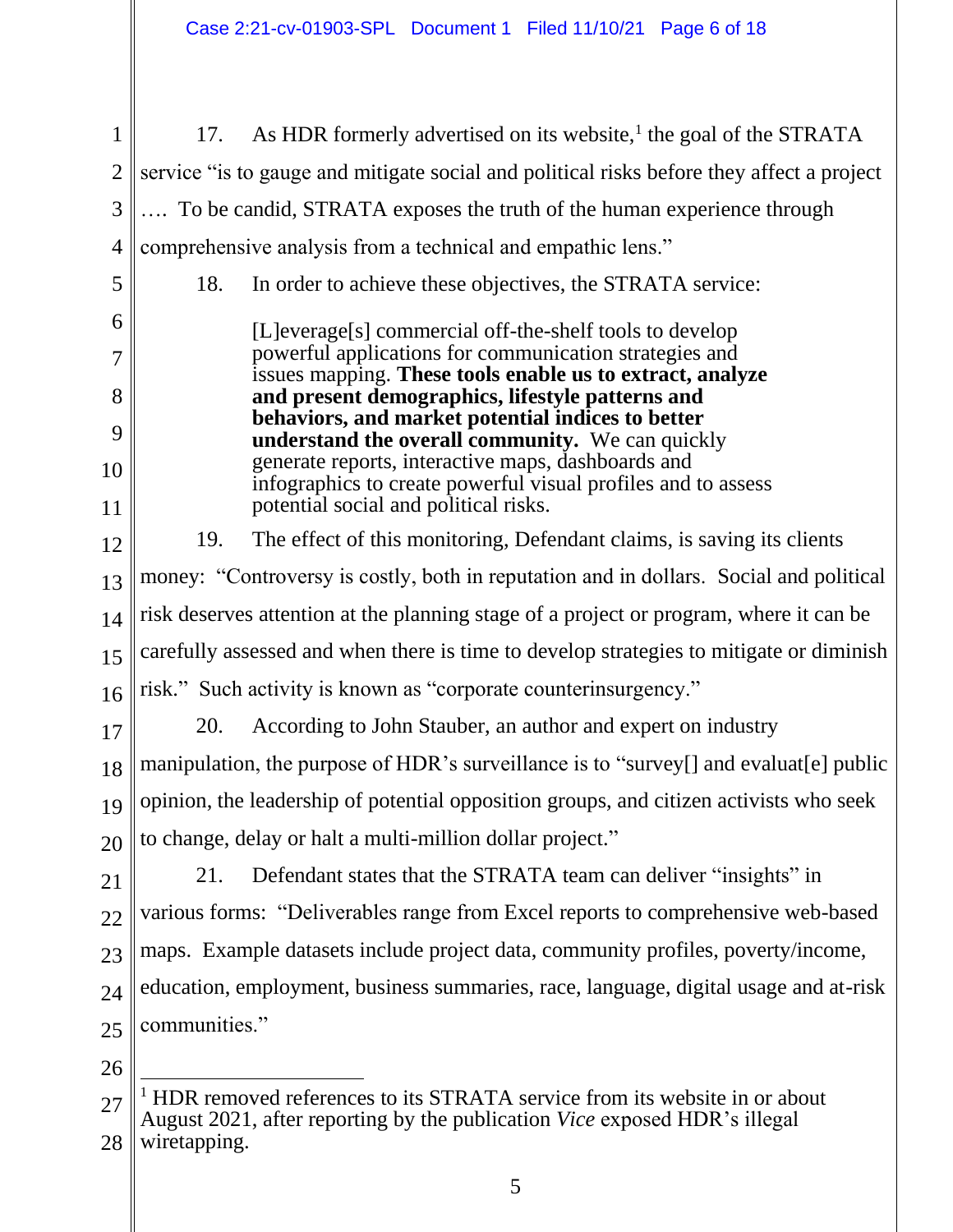17. As HDR formerly advertised on its website,[1] the goal of the STRATA service "is to gauge and mitigate social and political risks before they affect a project …. To be candid, STRATA exposes the truth of the human experience through comprehensive analysis from a technical and empathic lens."

18. In order to achieve these objectives, the STRATA service:

> [L]everage[s] commercial off-the-shelf tools to develop powerful applications for communication strategies and issues mapping. **These tools enable us to extract, analyze and present demographics, lifestyle patterns and behaviors, and market potential indices to better understand the overall community.** We can quickly generate reports, interactive maps, dashboards and infographics to create powerful visual profiles and to assess potential social and political risks.

19. The effect of this monitoring, Defendant claims, is saving its clients money: "Controversy is costly, both in reputation and in dollars. Social and political risk deserves attention at the planning stage of a project or program, where it can be carefully assessed and when there is time to develop strategies to mitigate or diminish risk." Such activity is known as "corporate counterinsurgency."

20. According to John Stauber, an author and expert on industry manipulation, the purpose of HDR's surveillance is to "survey[] and evaluat[e] public opinion, the leadership of potential opposition groups, and citizen activists who seek to change, delay or halt a multi-million dollar project."

21. Defendant states that the STRATA team can deliver "insights" in various forms: "Deliverables range from Excel reports to comprehensive web-based maps. Example datasets include project data, community profiles, poverty/income, education, employment, business summaries, race, language, digital usage and at-risk communities."

---

[1] HDR removed references to its STRATA service from its website in or about August 2021, after reporting by the publication *Vice* exposed HDR's illegal wiretapping.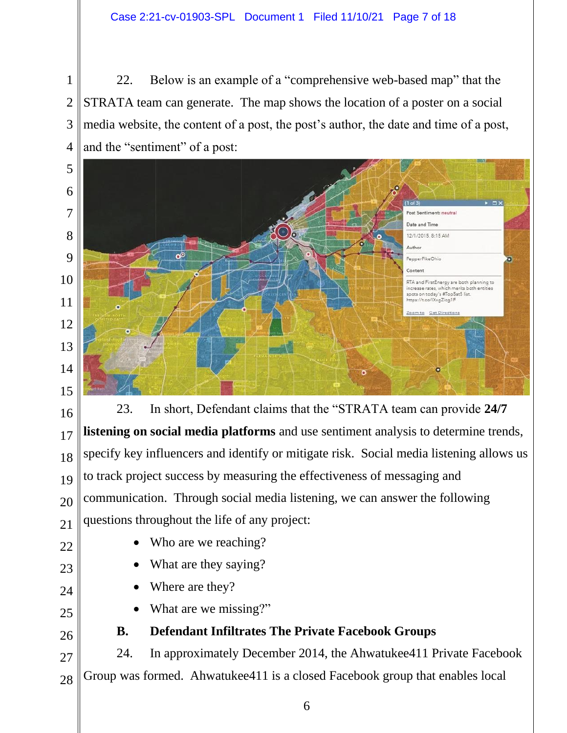22. Below is an example of a "comprehensive web-based map" that the STRATA team can generate. The map shows the location of a poster on a social media website, the content of a post, the post's author, the date and time of a post, and the "sentiment" of a post:

23. In short, Defendant claims that the "STRATA team can provide **24/7 listening on social media platforms** and use sentiment analysis to determine trends, specify key influencers and identify or mitigate risk. Social media listening allows us to track project success by measuring the effectiveness of messaging and communication. Through social media listening, we can answer the following questions throughout the life of any project:

- Who are we reaching?
- What are they saying?
- Where are they?
- What are we missing?"

### B. Defendant Infiltrates The Private Facebook Groups

24. In approximately December 2014, the Ahwatukee411 Private Facebook Group was formed. Ahwatukee411 is a closed Facebook group that enables local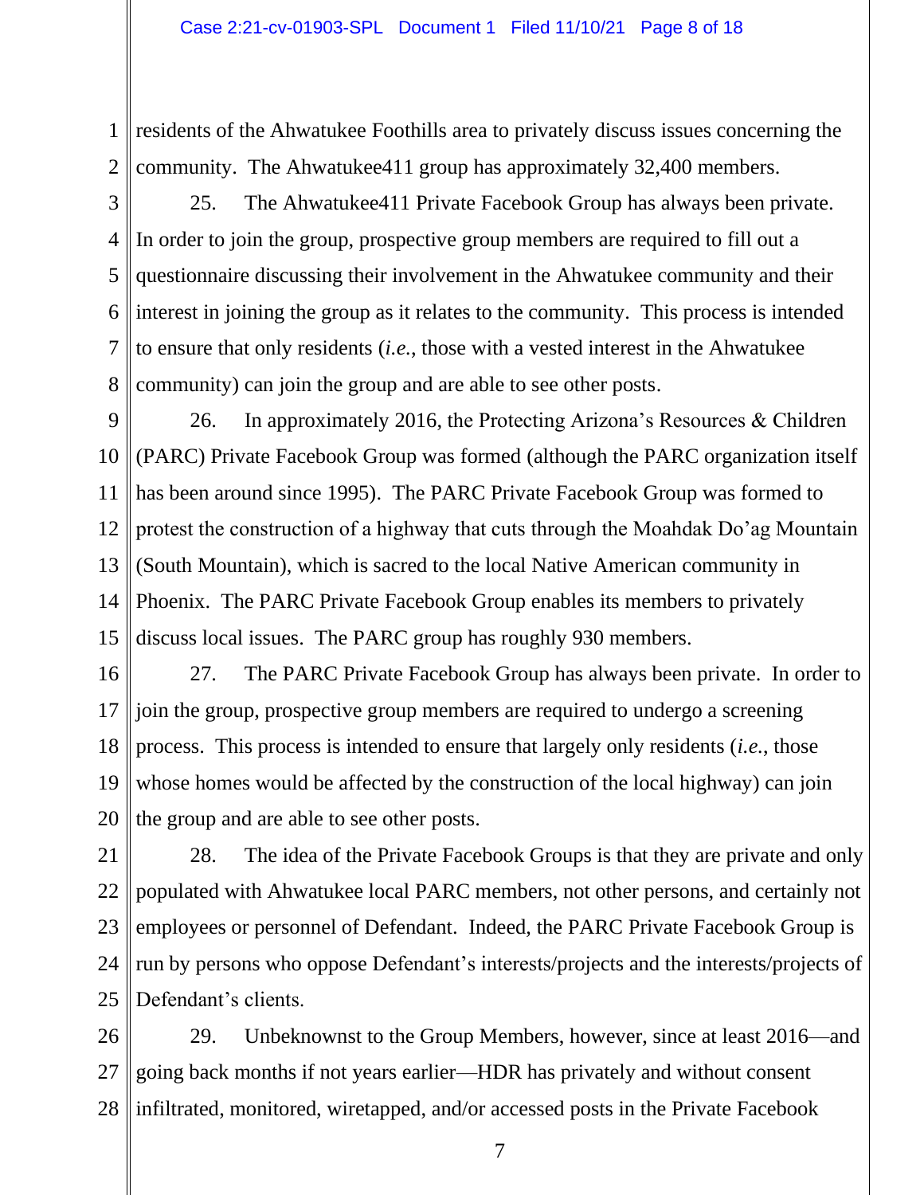residents of the Ahwatukee Foothills area to privately discuss issues concerning the community. The Ahwatukee411 group has approximately 32,400 members.

25. The Ahwatukee411 Private Facebook Group has always been private. In order to join the group, prospective group members are required to fill out a questionnaire discussing their involvement in the Ahwatukee community and their interest in joining the group as it relates to the community. This process is intended to ensure that only residents (*i.e.*, those with a vested interest in the Ahwatukee community) can join the group and are able to see other posts.

26. In approximately 2016, the Protecting Arizona's Resources & Children (PARC) Private Facebook Group was formed (although the PARC organization itself has been around since 1995). The PARC Private Facebook Group was formed to protest the construction of a highway that cuts through the Moahdak Do'ag Mountain (South Mountain), which is sacred to the local Native American community in Phoenix. The PARC Private Facebook Group enables its members to privately discuss local issues. The PARC group has roughly 930 members.

27. The PARC Private Facebook Group has always been private. In order to join the group, prospective group members are required to undergo a screening process. This process is intended to ensure that largely only residents (*i.e.*, those whose homes would be affected by the construction of the local highway) can join the group and are able to see other posts.

28. The idea of the Private Facebook Groups is that they are private and only populated with Ahwatukee local PARC members, not other persons, and certainly not employees or personnel of Defendant. Indeed, the PARC Private Facebook Group is run by persons who oppose Defendant's interests/projects and the interests/projects of Defendant's clients.

29. Unbeknownst to the Group Members, however, since at least 2016—and going back months if not years earlier—HDR has privately and without consent infiltrated, monitored, wiretapped, and/or accessed posts in the Private Facebook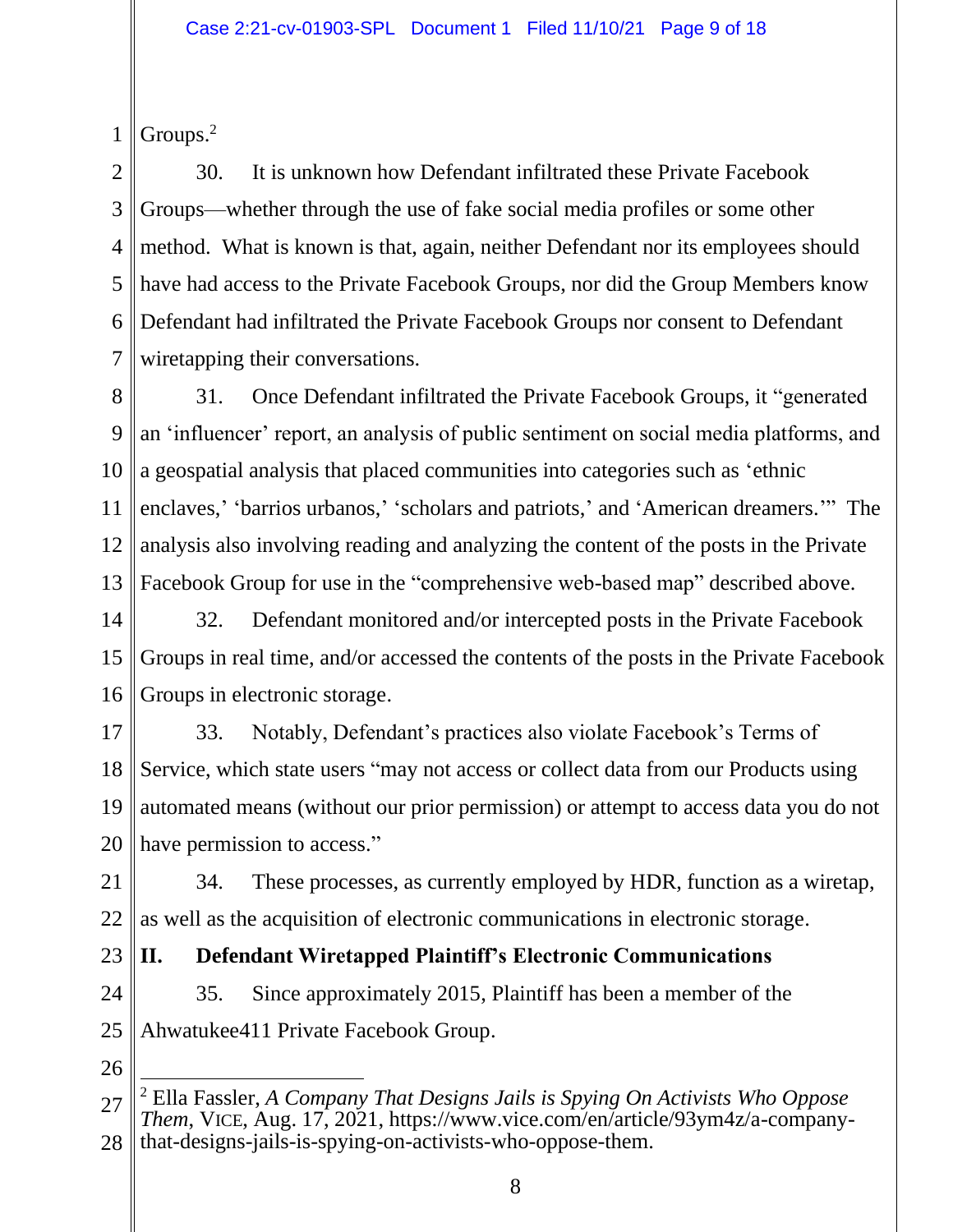Groups.[2]

30. It is unknown how Defendant infiltrated these Private Facebook Groups—whether through the use of fake social media profiles or some other method. What is known is that, again, neither Defendant nor its employees should have had access to the Private Facebook Groups, nor did the Group Members know Defendant had infiltrated the Private Facebook Groups nor consent to Defendant wiretapping their conversations.

31. Once Defendant infiltrated the Private Facebook Groups, it "generated an 'influencer' report, an analysis of public sentiment on social media platforms, and a geospatial analysis that placed communities into categories such as 'ethnic enclaves,' 'barrios urbanos,' 'scholars and patriots,' and 'American dreamers.'" The analysis also involving reading and analyzing the content of the posts in the Private Facebook Group for use in the "comprehensive web-based map" described above.

32. Defendant monitored and/or intercepted posts in the Private Facebook Groups in real time, and/or accessed the contents of the posts in the Private Facebook Groups in electronic storage.

33. Notably, Defendant's practices also violate Facebook's Terms of Service, which state users "may not access or collect data from our Products using automated means (without our prior permission) or attempt to access data you do not have permission to access."

34. These processes, as currently employed by HDR, function as a wiretap, as well as the acquisition of electronic communications in electronic storage.

## II. Defendant Wiretapped Plaintiff's Electronic Communications

35. Since approximately 2015, Plaintiff has been a member of the Ahwatukee411 Private Facebook Group.

---

[2] Ella Fassler, *A Company That Designs Jails is Spying On Activists Who Oppose Them*, VICE, Aug. 17, 2021, https://www.vice.com/en/article/93ym4z/a-company-that-designs-jails-is-spying-on-activists-who-oppose-them.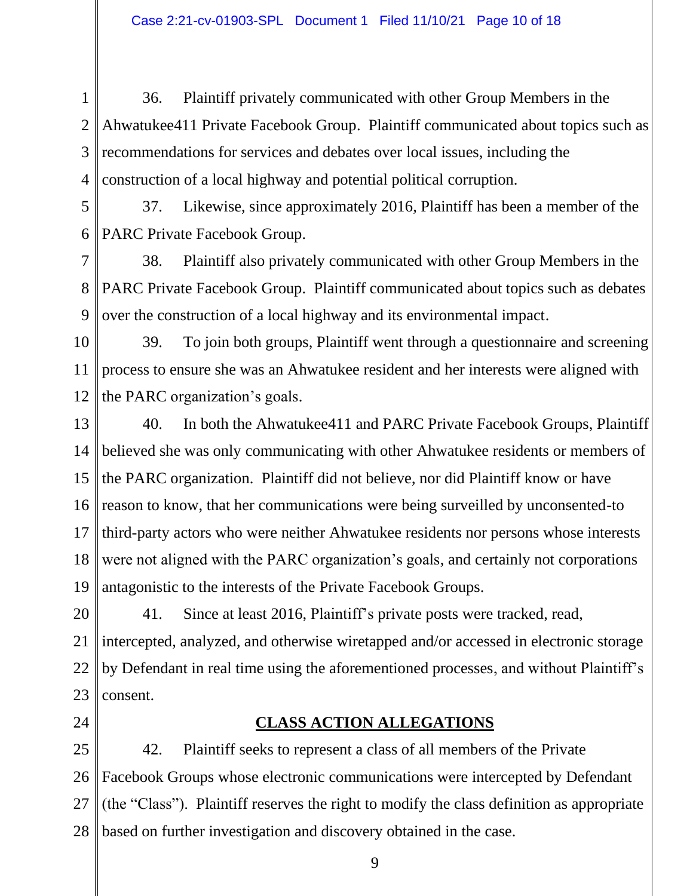36. Plaintiff privately communicated with other Group Members in the Ahwatukee411 Private Facebook Group. Plaintiff communicated about topics such as recommendations for services and debates over local issues, including the construction of a local highway and potential political corruption.

37. Likewise, since approximately 2016, Plaintiff has been a member of the PARC Private Facebook Group.

38. Plaintiff also privately communicated with other Group Members in the PARC Private Facebook Group. Plaintiff communicated about topics such as debates over the construction of a local highway and its environmental impact.

39. To join both groups, Plaintiff went through a questionnaire and screening process to ensure she was an Ahwatukee resident and her interests were aligned with the PARC organization's goals.

40. In both the Ahwatukee411 and PARC Private Facebook Groups, Plaintiff believed she was only communicating with other Ahwatukee residents or members of the PARC organization. Plaintiff did not believe, nor did Plaintiff know or have reason to know, that her communications were being surveilled by unconsented-to third-party actors who were neither Ahwatukee residents nor persons whose interests were not aligned with the PARC organization's goals, and certainly not corporations antagonistic to the interests of the Private Facebook Groups.

41. Since at least 2016, Plaintiff's private posts were tracked, read, intercepted, analyzed, and otherwise wiretapped and/or accessed in electronic storage by Defendant in real time using the aforementioned processes, and without Plaintiff's consent.

## CLASS ACTION ALLEGATIONS

42. Plaintiff seeks to represent a class of all members of the Private Facebook Groups whose electronic communications were intercepted by Defendant (the "Class"). Plaintiff reserves the right to modify the class definition as appropriate based on further investigation and discovery obtained in the case.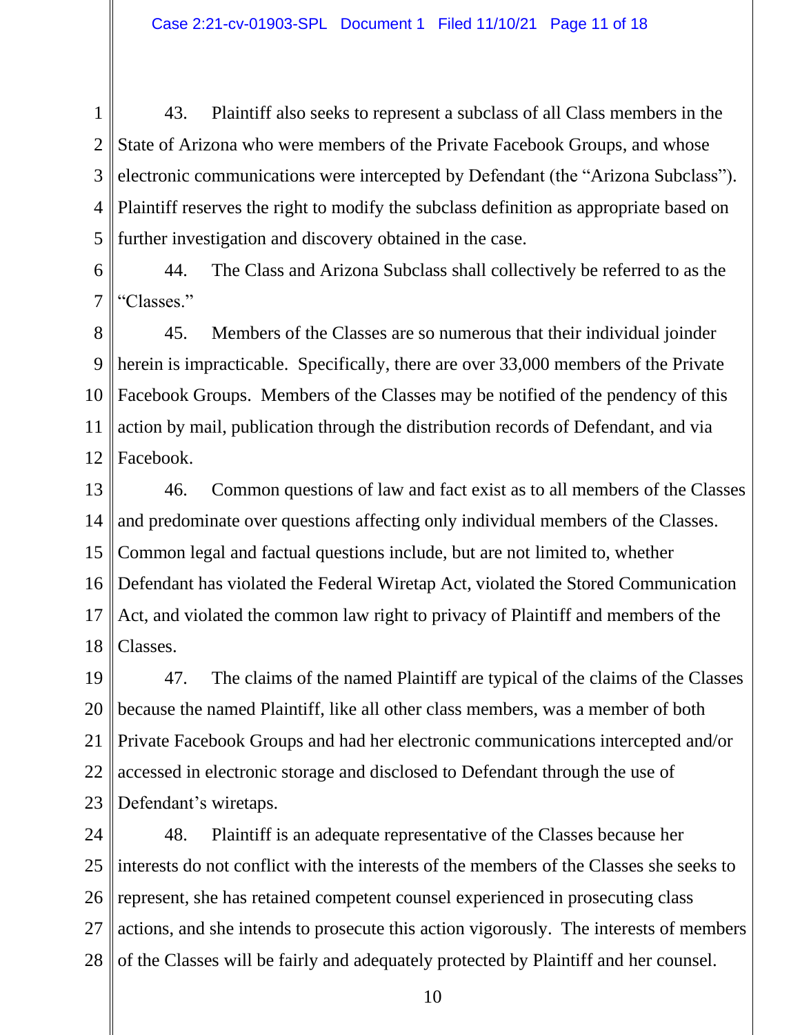43. Plaintiff also seeks to represent a subclass of all Class members in the State of Arizona who were members of the Private Facebook Groups, and whose electronic communications were intercepted by Defendant (the "Arizona Subclass"). Plaintiff reserves the right to modify the subclass definition as appropriate based on further investigation and discovery obtained in the case.

44. The Class and Arizona Subclass shall collectively be referred to as the "Classes."

45. Members of the Classes are so numerous that their individual joinder herein is impracticable. Specifically, there are over 33,000 members of the Private Facebook Groups. Members of the Classes may be notified of the pendency of this action by mail, publication through the distribution records of Defendant, and via Facebook.

46. Common questions of law and fact exist as to all members of the Classes and predominate over questions affecting only individual members of the Classes. Common legal and factual questions include, but are not limited to, whether Defendant has violated the Federal Wiretap Act, violated the Stored Communication Act, and violated the common law right to privacy of Plaintiff and members of the Classes.

47. The claims of the named Plaintiff are typical of the claims of the Classes because the named Plaintiff, like all other class members, was a member of both Private Facebook Groups and had her electronic communications intercepted and/or accessed in electronic storage and disclosed to Defendant through the use of Defendant's wiretaps.

48. Plaintiff is an adequate representative of the Classes because her interests do not conflict with the interests of the members of the Classes she seeks to represent, she has retained competent counsel experienced in prosecuting class actions, and she intends to prosecute this action vigorously. The interests of members of the Classes will be fairly and adequately protected by Plaintiff and her counsel.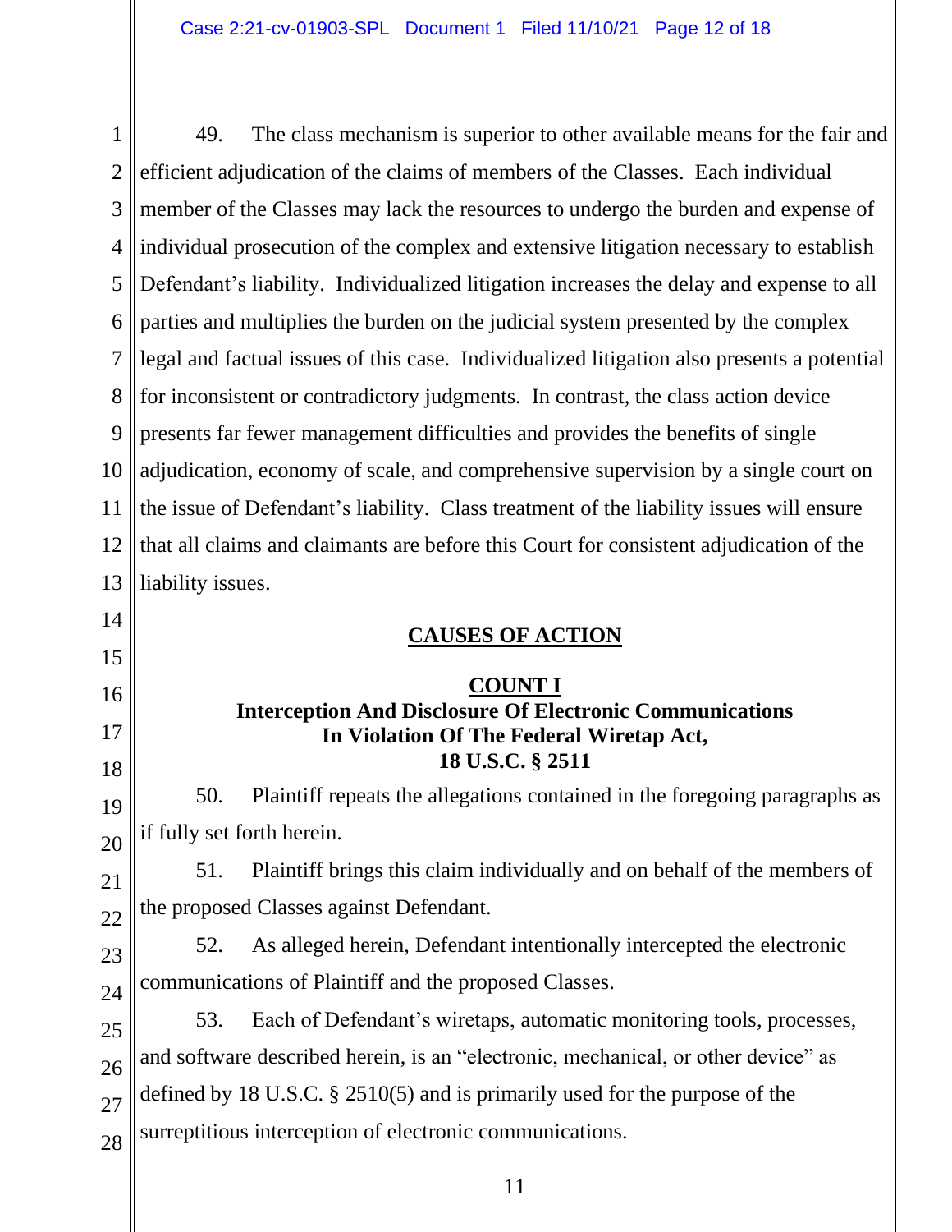49. The class mechanism is superior to other available means for the fair and efficient adjudication of the claims of members of the Classes. Each individual member of the Classes may lack the resources to undergo the burden and expense of individual prosecution of the complex and extensive litigation necessary to establish Defendant's liability. Individualized litigation increases the delay and expense to all parties and multiplies the burden on the judicial system presented by the complex legal and factual issues of this case. Individualized litigation also presents a potential for inconsistent or contradictory judgments. In contrast, the class action device presents far fewer management difficulties and provides the benefits of single adjudication, economy of scale, and comprehensive supervision by a single court on the issue of Defendant's liability. Class treatment of the liability issues will ensure that all claims and claimants are before this Court for consistent adjudication of the liability issues.

## CAUSES OF ACTION

### COUNT I
### Interception And Disclosure Of Electronic Communications In Violation Of The Federal Wiretap Act, 18 U.S.C. § 2511

50. Plaintiff repeats the allegations contained in the foregoing paragraphs as if fully set forth herein.

51. Plaintiff brings this claim individually and on behalf of the members of the proposed Classes against Defendant.

52. As alleged herein, Defendant intentionally intercepted the electronic communications of Plaintiff and the proposed Classes.

53. Each of Defendant's wiretaps, automatic monitoring tools, processes, and software described herein, is an "electronic, mechanical, or other device" as defined by 18 U.S.C. § 2510(5) and is primarily used for the purpose of the surreptitious interception of electronic communications.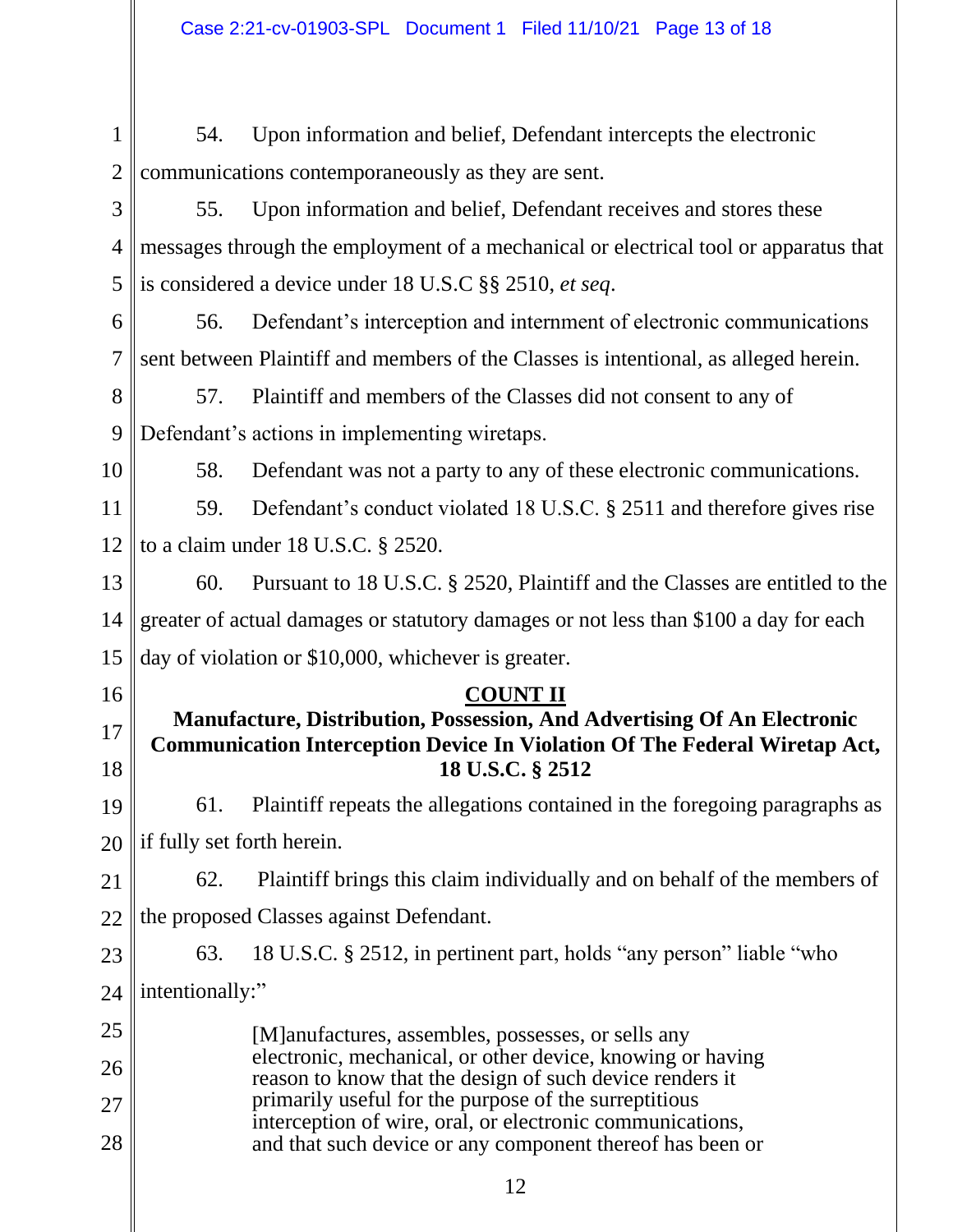54. Upon information and belief, Defendant intercepts the electronic communications contemporaneously as they are sent.

55. Upon information and belief, Defendant receives and stores these messages through the employment of a mechanical or electrical tool or apparatus that is considered a device under 18 U.S.C §§ 2510, *et seq*.

56. Defendant's interception and internment of electronic communications sent between Plaintiff and members of the Classes is intentional, as alleged herein.

57. Plaintiff and members of the Classes did not consent to any of Defendant's actions in implementing wiretaps.

58. Defendant was not a party to any of these electronic communications.

59. Defendant's conduct violated 18 U.S.C. § 2511 and therefore gives rise to a claim under 18 U.S.C. § 2520.

60. Pursuant to 18 U.S.C. § 2520, Plaintiff and the Classes are entitled to the greater of actual damages or statutory damages or not less than $100 a day for each day of violation or $10,000, whichever is greater.

**COUNT II**

**Manufacture, Distribution, Possession, And Advertising Of An Electronic Communication Interception Device In Violation Of The Federal Wiretap Act, 18 U.S.C. § 2512**

61. Plaintiff repeats the allegations contained in the foregoing paragraphs as if fully set forth herein.

62. Plaintiff brings this claim individually and on behalf of the members of the proposed Classes against Defendant.

63. 18 U.S.C. § 2512, in pertinent part, holds "any person" liable "who intentionally:"

> [M]anufactures, assembles, possesses, or sells any electronic, mechanical, or other device, knowing or having reason to know that the design of such device renders it primarily useful for the purpose of the surreptitious interception of wire, oral, or electronic communications, and that such device or any component thereof has been or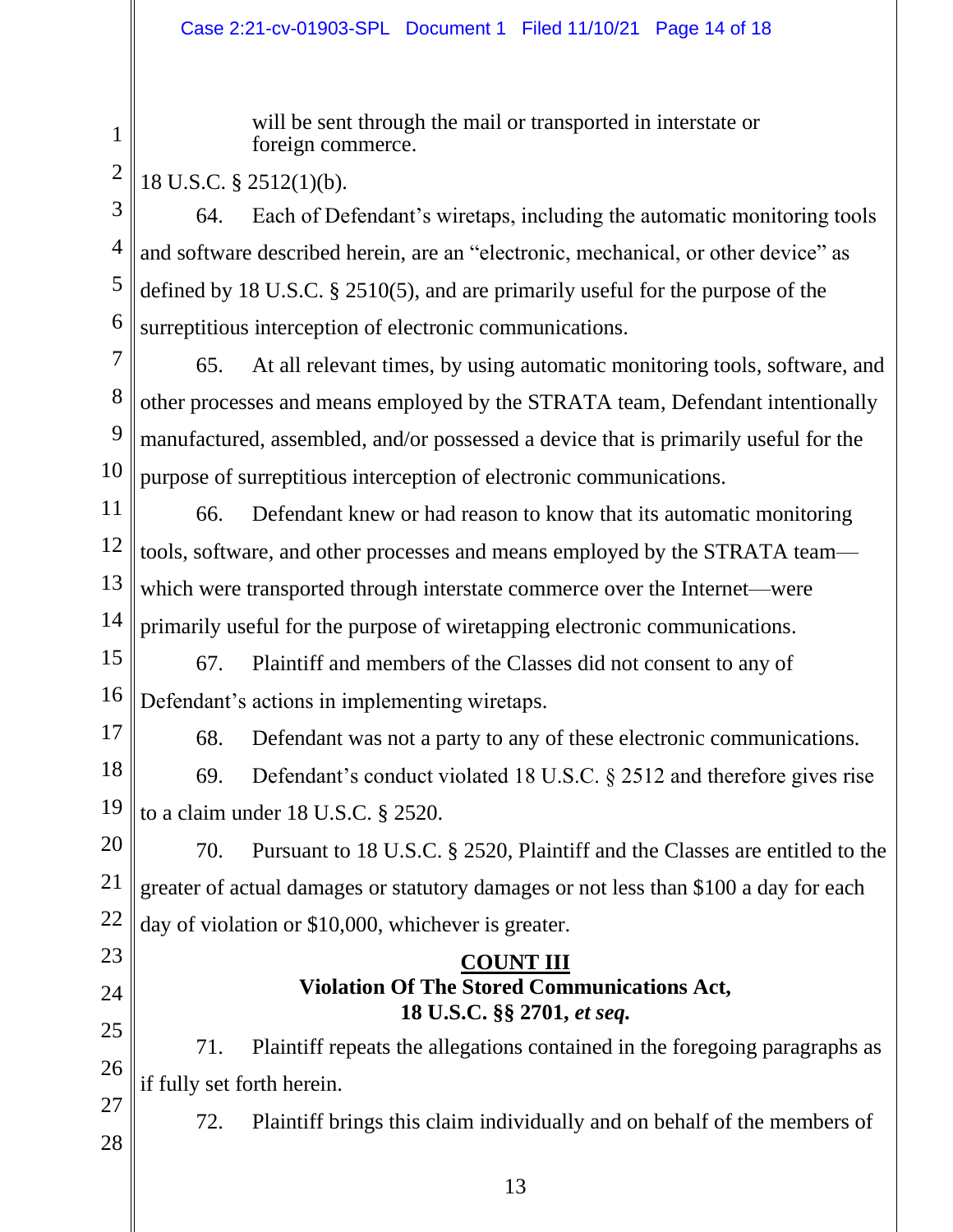> will be sent through the mail or transported in interstate or foreign commerce.

18 U.S.C. § 2512(1)(b).

64. Each of Defendant's wiretaps, including the automatic monitoring tools and software described herein, are an "electronic, mechanical, or other device" as defined by 18 U.S.C. § 2510(5), and are primarily useful for the purpose of the surreptitious interception of electronic communications.

65. At all relevant times, by using automatic monitoring tools, software, and other processes and means employed by the STRATA team, Defendant intentionally manufactured, assembled, and/or possessed a device that is primarily useful for the purpose of surreptitious interception of electronic communications.

66. Defendant knew or had reason to know that its automatic monitoring tools, software, and other processes and means employed by the STRATA team—which were transported through interstate commerce over the Internet—were primarily useful for the purpose of wiretapping electronic communications.

67. Plaintiff and members of the Classes did not consent to any of Defendant's actions in implementing wiretaps.

68. Defendant was not a party to any of these electronic communications.

69. Defendant's conduct violated 18 U.S.C. § 2512 and therefore gives rise to a claim under 18 U.S.C. § 2520.

70. Pursuant to 18 U.S.C. § 2520, Plaintiff and the Classes are entitled to the greater of actual damages or statutory damages or not less than $100 a day for each day of violation or $10,000, whichever is greater.

## COUNT III
### Violation Of The Stored Communications Act, 18 U.S.C. §§ 2701, *et seq.*

71. Plaintiff repeats the allegations contained in the foregoing paragraphs as if fully set forth herein.

72. Plaintiff brings this claim individually and on behalf of the members of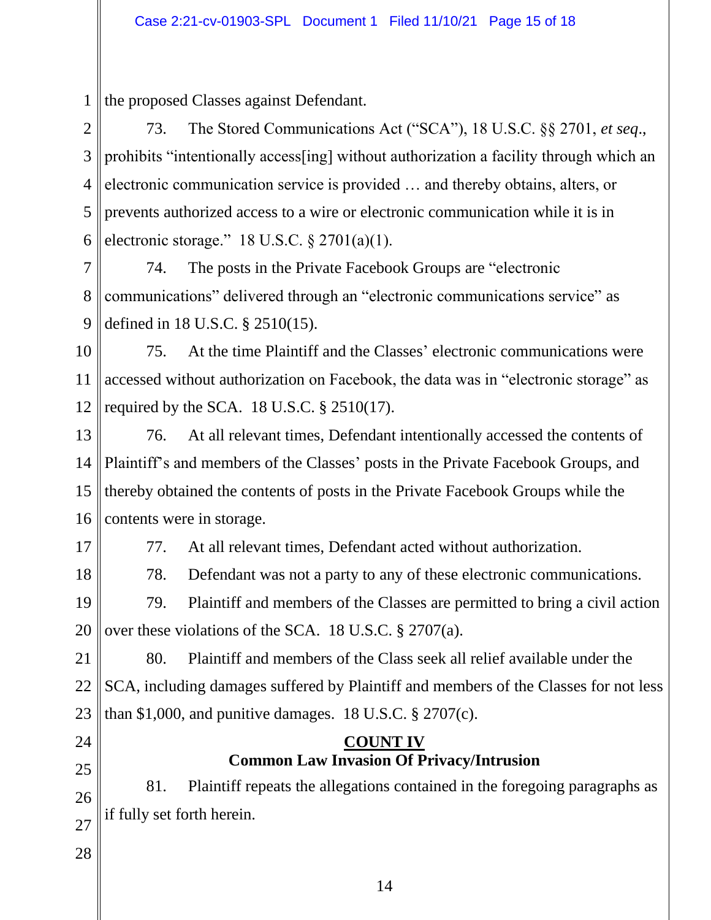the proposed Classes against Defendant.

73. The Stored Communications Act ("SCA"), 18 U.S.C. §§ 2701, *et seq*., prohibits "intentionally access[ing] without authorization a facility through which an electronic communication service is provided … and thereby obtains, alters, or prevents authorized access to a wire or electronic communication while it is in electronic storage." 18 U.S.C. § 2701(a)(1).

74. The posts in the Private Facebook Groups are "electronic communications" delivered through an "electronic communications service" as defined in 18 U.S.C. § 2510(15).

75. At the time Plaintiff and the Classes' electronic communications were accessed without authorization on Facebook, the data was in "electronic storage" as required by the SCA. 18 U.S.C. § 2510(17).

76. At all relevant times, Defendant intentionally accessed the contents of Plaintiff's and members of the Classes' posts in the Private Facebook Groups, and thereby obtained the contents of posts in the Private Facebook Groups while the contents were in storage.

77. At all relevant times, Defendant acted without authorization.

78. Defendant was not a party to any of these electronic communications.

79. Plaintiff and members of the Classes are permitted to bring a civil action over these violations of the SCA. 18 U.S.C. § 2707(a).

80. Plaintiff and members of the Class seek all relief available under the SCA, including damages suffered by Plaintiff and members of the Classes for not less than $1,000, and punitive damages. 18 U.S.C. § 2707(c).

## COUNT IV
## Common Law Invasion Of Privacy/Intrusion

81. Plaintiff repeats the allegations contained in the foregoing paragraphs as if fully set forth herein.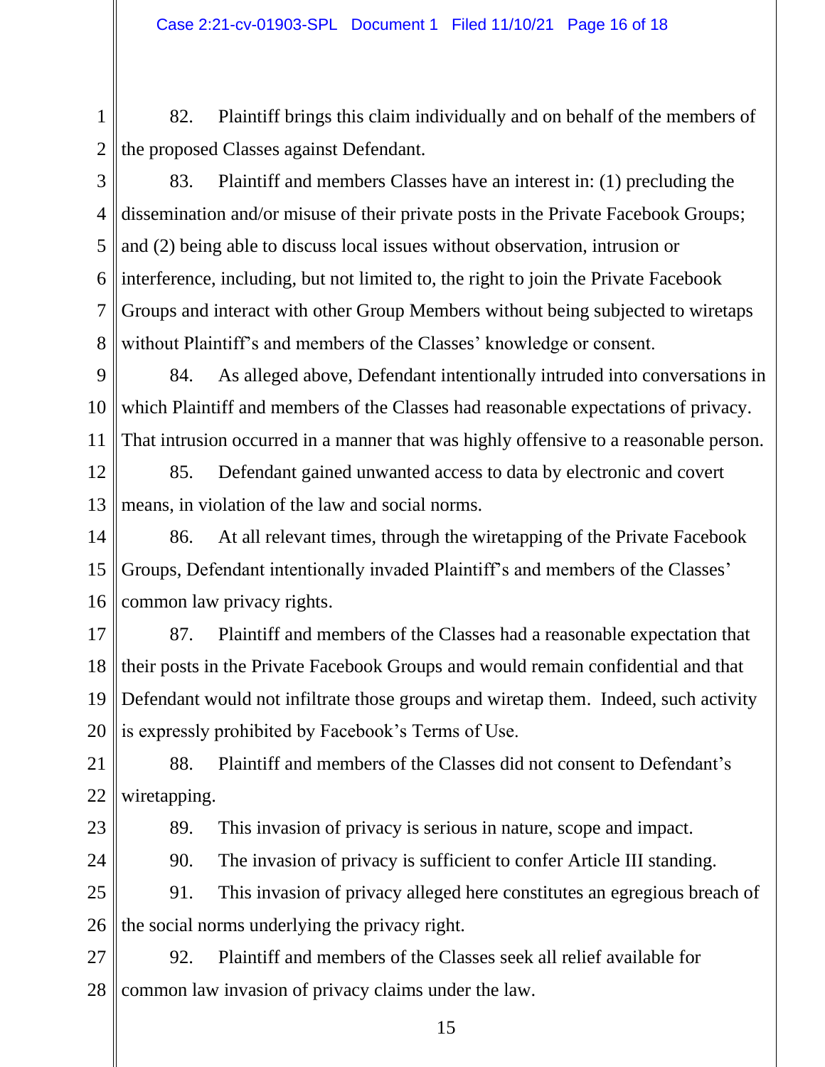82. Plaintiff brings this claim individually and on behalf of the members of the proposed Classes against Defendant.

83. Plaintiff and members Classes have an interest in: (1) precluding the dissemination and/or misuse of their private posts in the Private Facebook Groups; and (2) being able to discuss local issues without observation, intrusion or interference, including, but not limited to, the right to join the Private Facebook Groups and interact with other Group Members without being subjected to wiretaps without Plaintiff's and members of the Classes' knowledge or consent.

84. As alleged above, Defendant intentionally intruded into conversations in which Plaintiff and members of the Classes had reasonable expectations of privacy. That intrusion occurred in a manner that was highly offensive to a reasonable person.

85. Defendant gained unwanted access to data by electronic and covert means, in violation of the law and social norms.

86. At all relevant times, through the wiretapping of the Private Facebook Groups, Defendant intentionally invaded Plaintiff's and members of the Classes' common law privacy rights.

87. Plaintiff and members of the Classes had a reasonable expectation that their posts in the Private Facebook Groups and would remain confidential and that Defendant would not infiltrate those groups and wiretap them. Indeed, such activity is expressly prohibited by Facebook's Terms of Use.

88. Plaintiff and members of the Classes did not consent to Defendant's wiretapping.

89. This invasion of privacy is serious in nature, scope and impact.

90. The invasion of privacy is sufficient to confer Article III standing.

91. This invasion of privacy alleged here constitutes an egregious breach of the social norms underlying the privacy right.

92. Plaintiff and members of the Classes seek all relief available for common law invasion of privacy claims under the law.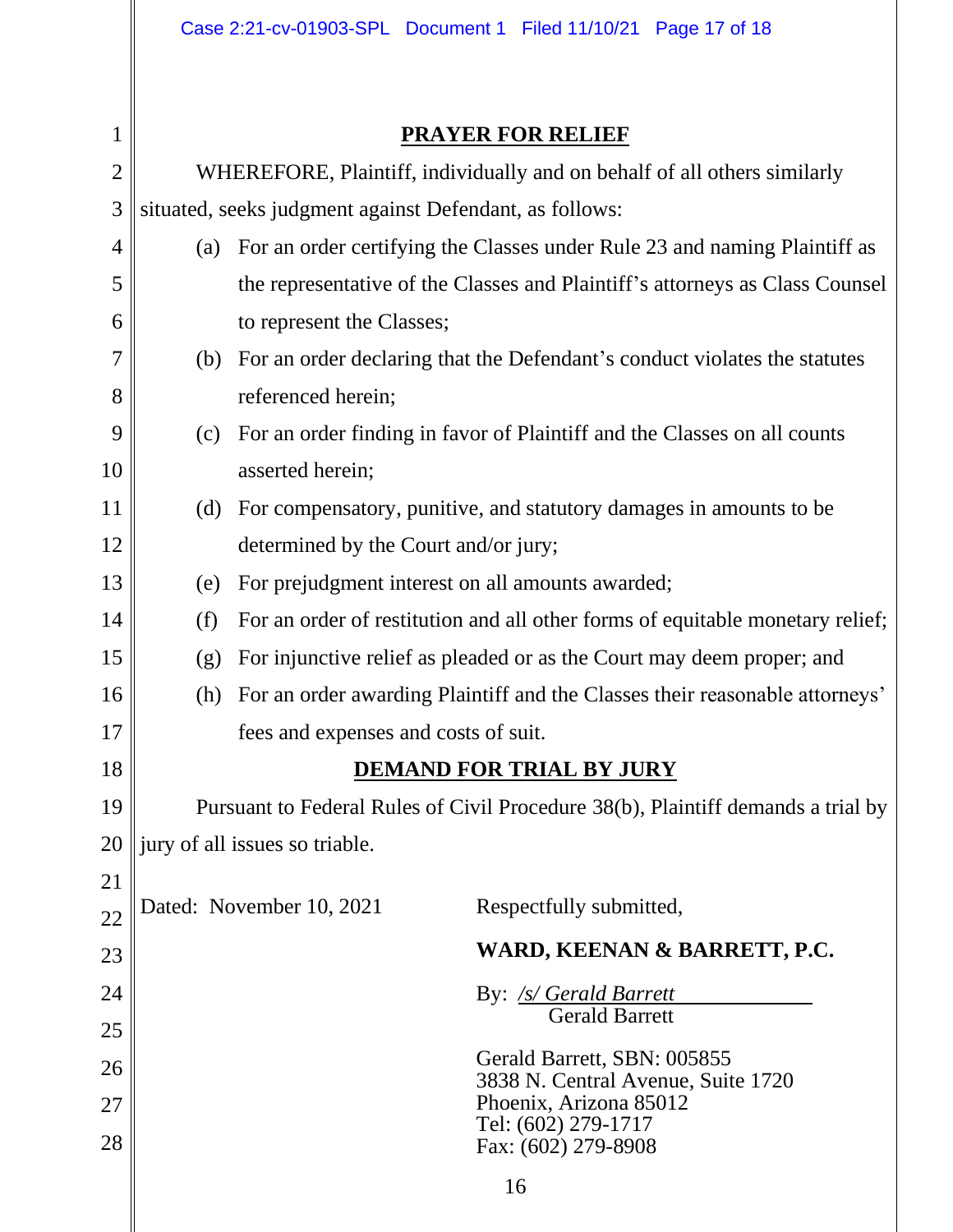## PRAYER FOR RELIEF

WHEREFORE, Plaintiff, individually and on behalf of all others similarly situated, seeks judgment against Defendant, as follows:

(a) For an order certifying the Classes under Rule 23 and naming Plaintiff as the representative of the Classes and Plaintiff's attorneys as Class Counsel to represent the Classes;

(b) For an order declaring that the Defendant's conduct violates the statutes referenced herein;

(c) For an order finding in favor of Plaintiff and the Classes on all counts asserted herein;

(d) For compensatory, punitive, and statutory damages in amounts to be determined by the Court and/or jury;

(e) For prejudgment interest on all amounts awarded;

(f) For an order of restitution and all other forms of equitable monetary relief;

(g) For injunctive relief as pleaded or as the Court may deem proper; and

(h) For an order awarding Plaintiff and the Classes their reasonable attorneys' fees and expenses and costs of suit.

## DEMAND FOR TRIAL BY JURY

Pursuant to Federal Rules of Civil Procedure 38(b), Plaintiff demands a trial by jury of all issues so triable.

Dated: November 10, 2021

Respectfully submitted,

**WARD, KEENAN & BARRETT, P.C.**

By: */s/ Gerald Barrett*
Gerald Barrett

Gerald Barrett, SBN: 005855
3838 N. Central Avenue, Suite 1720
Phoenix, Arizona 85012
Tel: (602) 279-1717
Fax: (602) 279-8908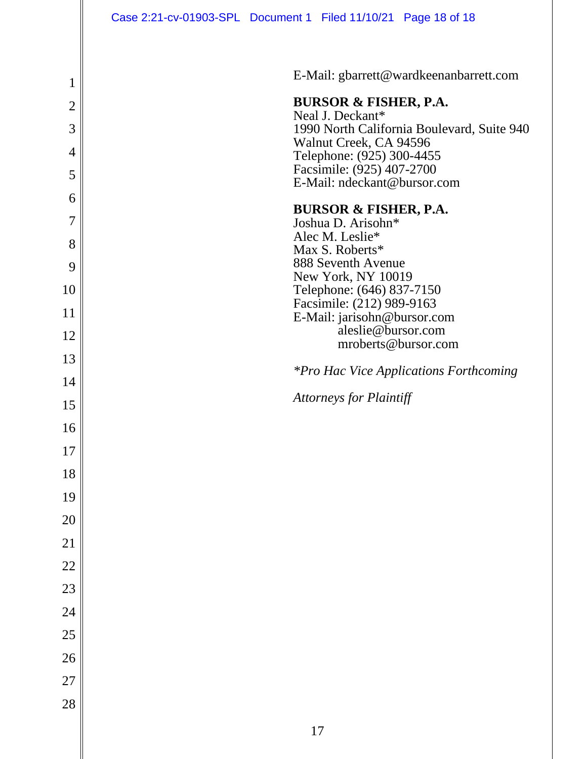E-Mail: gbarrett@wardkeenanbarrett.com

**BURSOR & FISHER, P.A.**
Neal J. Deckant*
1990 North California Boulevard, Suite 940
Walnut Creek, CA 94596
Telephone: (925) 300-4455
Facsimile: (925) 407-2700
E-Mail: ndeckant@bursor.com

**BURSOR & FISHER, P.A.**
Joshua D. Arisohn*
Alec M. Leslie*
Max S. Roberts*
888 Seventh Avenue
New York, NY 10019
Telephone: (646) 837-7150
Facsimile: (212) 989-9163
E-Mail: jarisohn@bursor.com
aleslie@bursor.com
mroberts@bursor.com

*\*Pro Hac Vice Applications Forthcoming*

*Attorneys for Plaintiff*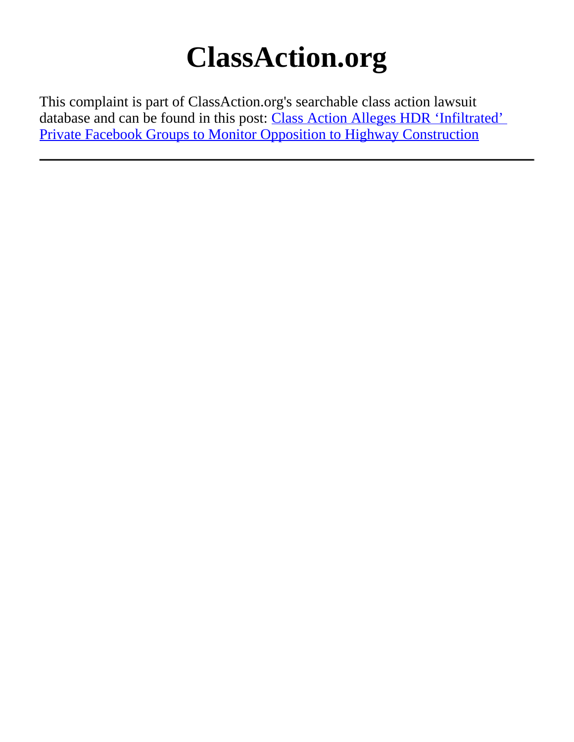# ClassAction.org

This complaint is part of ClassAction.org's searchable class action lawsuit database and can be found in this post: [Class Action Alleges HDR 'Infiltrated' Private Facebook Groups to Monitor Opposition to Highway Construction]()

---